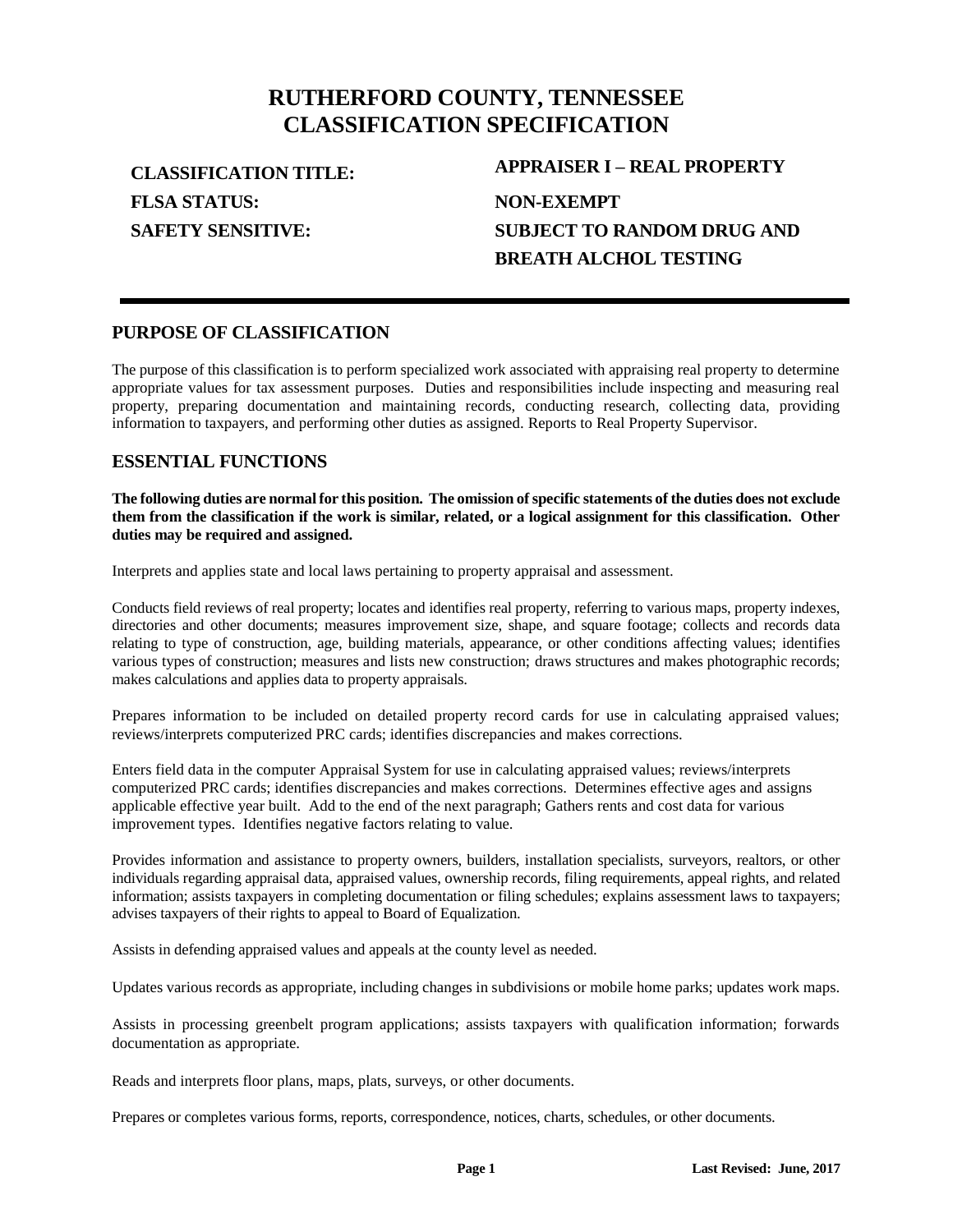# RUTHERFORD COUNTY, TENNESSEE
# CLASSIFICATION SPECIFICATION

| | |
|---|---|
| **CLASSIFICATION TITLE:** | **APPRAISER I – REAL PROPERTY** |
| **FLSA STATUS:** | **NON-EXEMPT** |
| **SAFETY SENSITIVE:** | **SUBJECT TO RANDOM DRUG AND BREATH ALCHOL TESTING** |

## PURPOSE OF CLASSIFICATION

The purpose of this classification is to perform specialized work associated with appraising real property to determine appropriate values for tax assessment purposes. Duties and responsibilities include inspecting and measuring real property, preparing documentation and maintaining records, conducting research, collecting data, providing information to taxpayers, and performing other duties as assigned. Reports to Real Property Supervisor.

## ESSENTIAL FUNCTIONS

**The following duties are normal for this position. The omission of specific statements of the duties does not exclude them from the classification if the work is similar, related, or a logical assignment for this classification. Other duties may be required and assigned.**

Interprets and applies state and local laws pertaining to property appraisal and assessment.

Conducts field reviews of real property; locates and identifies real property, referring to various maps, property indexes, directories and other documents; measures improvement size, shape, and square footage; collects and records data relating to type of construction, age, building materials, appearance, or other conditions affecting values; identifies various types of construction; measures and lists new construction; draws structures and makes photographic records; makes calculations and applies data to property appraisals.

Prepares information to be included on detailed property record cards for use in calculating appraised values; reviews/interprets computerized PRC cards; identifies discrepancies and makes corrections.

Enters field data in the computer Appraisal System for use in calculating appraised values; reviews/interprets computerized PRC cards; identifies discrepancies and makes corrections. Determines effective ages and assigns applicable effective year built. Add to the end of the next paragraph; Gathers rents and cost data for various improvement types. Identifies negative factors relating to value.

Provides information and assistance to property owners, builders, installation specialists, surveyors, realtors, or other individuals regarding appraisal data, appraised values, ownership records, filing requirements, appeal rights, and related information; assists taxpayers in completing documentation or filing schedules; explains assessment laws to taxpayers; advises taxpayers of their rights to appeal to Board of Equalization.

Assists in defending appraised values and appeals at the county level as needed.

Updates various records as appropriate, including changes in subdivisions or mobile home parks; updates work maps.

Assists in processing greenbelt program applications; assists taxpayers with qualification information; forwards documentation as appropriate.

Reads and interprets floor plans, maps, plats, surveys, or other documents.

Prepares or completes various forms, reports, correspondence, notices, charts, schedules, or other documents.

**Last Revised: June, 2017**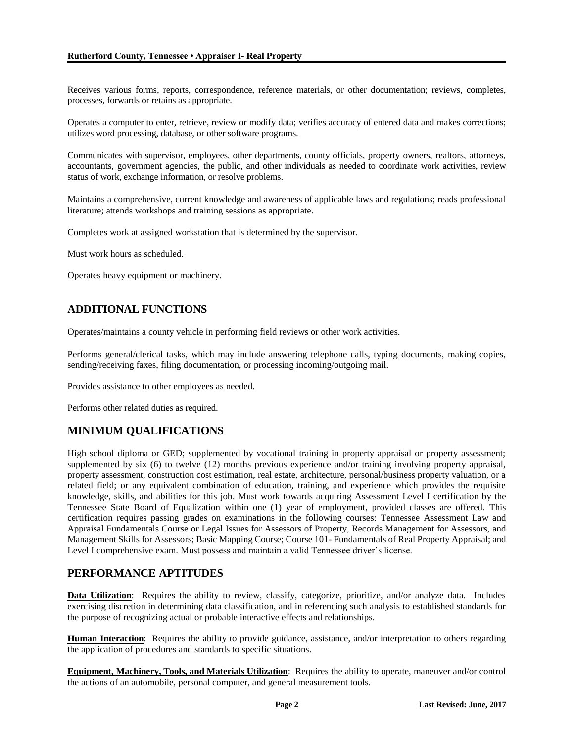Receives various forms, reports, correspondence, reference materials, or other documentation; reviews, completes, processes, forwards or retains as appropriate.

Operates a computer to enter, retrieve, review or modify data; verifies accuracy of entered data and makes corrections; utilizes word processing, database, or other software programs.

Communicates with supervisor, employees, other departments, county officials, property owners, realtors, attorneys, accountants, government agencies, the public, and other individuals as needed to coordinate work activities, review status of work, exchange information, or resolve problems.

Maintains a comprehensive, current knowledge and awareness of applicable laws and regulations; reads professional literature; attends workshops and training sessions as appropriate.

Completes work at assigned workstation that is determined by the supervisor.

Must work hours as scheduled.

Operates heavy equipment or machinery.

## ADDITIONAL FUNCTIONS

Operates/maintains a county vehicle in performing field reviews or other work activities.

Performs general/clerical tasks, which may include answering telephone calls, typing documents, making copies, sending/receiving faxes, filing documentation, or processing incoming/outgoing mail.

Provides assistance to other employees as needed.

Performs other related duties as required.

## MINIMUM QUALIFICATIONS

High school diploma or GED; supplemented by vocational training in property appraisal or property assessment; supplemented by six (6) to twelve (12) months previous experience and/or training involving property appraisal, property assessment, construction cost estimation, real estate, architecture, personal/business property valuation, or a related field; or any equivalent combination of education, training, and experience which provides the requisite knowledge, skills, and abilities for this job. Must work towards acquiring Assessment Level I certification by the Tennessee State Board of Equalization within one (1) year of employment, provided classes are offered. This certification requires passing grades on examinations in the following courses: Tennessee Assessment Law and Appraisal Fundamentals Course or Legal Issues for Assessors of Property, Records Management for Assessors, and Management Skills for Assessors; Basic Mapping Course; Course 101- Fundamentals of Real Property Appraisal; and Level I comprehensive exam. Must possess and maintain a valid Tennessee driver's license.

## PERFORMANCE APTITUDES

**Data Utilization**: Requires the ability to review, classify, categorize, prioritize, and/or analyze data. Includes exercising discretion in determining data classification, and in referencing such analysis to established standards for the purpose of recognizing actual or probable interactive effects and relationships.

**Human Interaction**: Requires the ability to provide guidance, assistance, and/or interpretation to others regarding the application of procedures and standards to specific situations.

**Equipment, Machinery, Tools, and Materials Utilization**: Requires the ability to operate, maneuver and/or control the actions of an automobile, personal computer, and general measurement tools.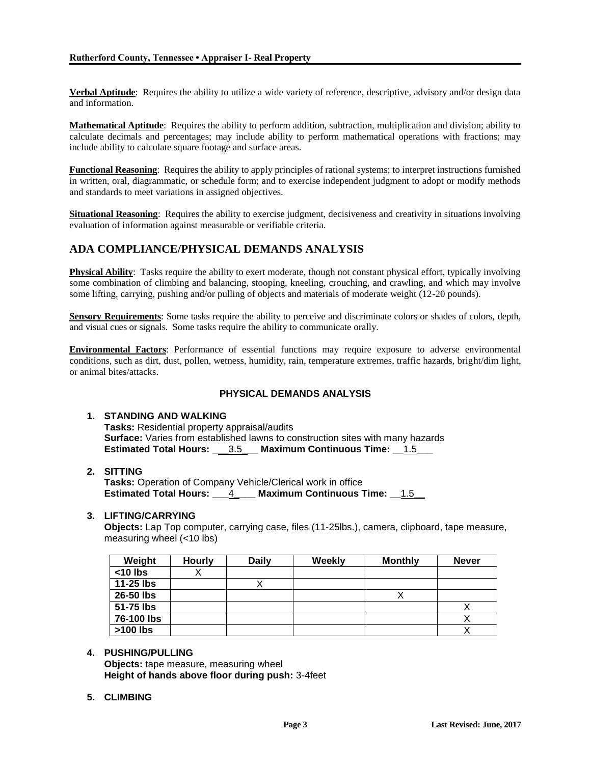**Verbal Aptitude**: Requires the ability to utilize a wide variety of reference, descriptive, advisory and/or design data and information.

**Mathematical Aptitude**: Requires the ability to perform addition, subtraction, multiplication and division; ability to calculate decimals and percentages; may include ability to perform mathematical operations with fractions; may include ability to calculate square footage and surface areas.

**Functional Reasoning**: Requires the ability to apply principles of rational systems; to interpret instructions furnished in written, oral, diagrammatic, or schedule form; and to exercise independent judgment to adopt or modify methods and standards to meet variations in assigned objectives.

**Situational Reasoning**: Requires the ability to exercise judgment, decisiveness and creativity in situations involving evaluation of information against measurable or verifiable criteria.

## ADA COMPLIANCE/PHYSICAL DEMANDS ANALYSIS

**Physical Ability**: Tasks require the ability to exert moderate, though not constant physical effort, typically involving some combination of climbing and balancing, stooping, kneeling, crouching, and crawling, and which may involve some lifting, carrying, pushing and/or pulling of objects and materials of moderate weight (12-20 pounds).

**Sensory Requirements**: Some tasks require the ability to perceive and discriminate colors or shades of colors, depth, and visual cues or signals. Some tasks require the ability to communicate orally.

**Environmental Factors**: Performance of essential functions may require exposure to adverse environmental conditions, such as dirt, dust, pollen, wetness, humidity, rain, temperature extremes, traffic hazards, bright/dim light, or animal bites/attacks.

### PHYSICAL DEMANDS ANALYSIS

1. **STANDING AND WALKING**
   **Tasks:** Residential property appraisal/audits
   **Surface:** Varies from established lawns to construction sites with many hazards
   **Estimated Total Hours:** 3.5 **Maximum Continuous Time:** 1.5

2. **SITTING**
   **Tasks:** Operation of Company Vehicle/Clerical work in office
   **Estimated Total Hours:** 4 **Maximum Continuous Time:** 1.5

3. **LIFTING/CARRYING**
   **Objects:** Lap Top computer, carrying case, files (11-25lbs.), camera, clipboard, tape measure, measuring wheel (<10 lbs)

| Weight | Hourly | Daily | Weekly | Monthly | Never |
|---|---|---|---|---|---|
| <10 lbs | X | | | | |
| 11-25 lbs | | X | | | |
| 26-50 lbs | | | | X | |
| 51-75 lbs | | | | | X |
| 76-100 lbs | | | | | X |
| >100 lbs | | | | | X |

4. **PUSHING/PULLING**
   **Objects:** tape measure, measuring wheel
   **Height of hands above floor during push:** 3-4feet

5. **CLIMBING**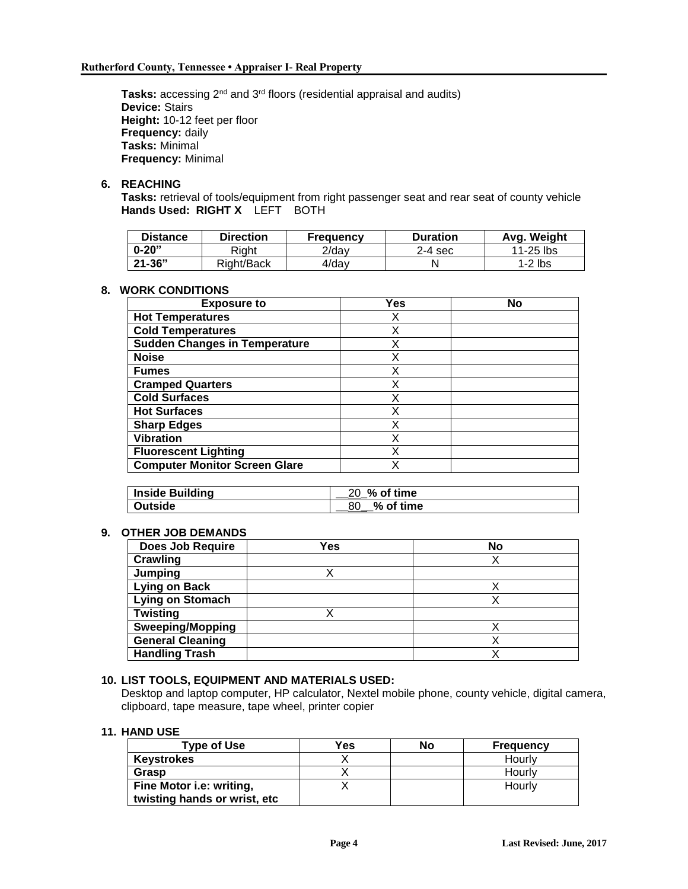**Tasks:** accessing 2nd and 3rd floors (residential appraisal and audits)
**Device:** Stairs
**Height:** 10-12 feet per floor
**Frequency:** daily
**Tasks:** Minimal
**Frequency:** Minimal

**6. REACHING**

**Tasks:** retrieval of tools/equipment from right passenger seat and rear seat of county vehicle
**Hands Used: RIGHT X** LEFT BOTH

| Distance | Direction | Frequency | Duration | Avg. Weight |
|---|---|---|---|---|
| **0-20"** | Right | 2/day | 2-4 sec | 11-25 lbs |
| **21-36"** | Right/Back | 4/day | N | 1-2 lbs |

**8. WORK CONDITIONS**

| Exposure to | Yes | No |
|---|---|---|
| **Hot Temperatures** | X | |
| **Cold Temperatures** | X | |
| **Sudden Changes in Temperature** | X | |
| **Noise** | X | |
| **Fumes** | X | |
| **Cramped Quarters** | X | |
| **Cold Surfaces** | X | |
| **Hot Surfaces** | X | |
| **Sharp Edges** | X | |
| **Vibration** | X | |
| **Fluorescent Lighting** | X | |
| **Computer Monitor Screen Glare** | X | |

| | |
|---|---|
| **Inside Building** | __20_ **% of time** |
| **Outside** | __80_ **% of time** |

**9. OTHER JOB DEMANDS**

| Does Job Require | Yes | No |
|---|---|---|
| **Crawling** | | X |
| **Jumping** | X | |
| **Lying on Back** | | X |
| **Lying on Stomach** | | X |
| **Twisting** | X | |
| **Sweeping/Mopping** | | X |
| **General Cleaning** | | X |
| **Handling Trash** | | X |

**10. LIST TOOLS, EQUIPMENT AND MATERIALS USED:**

Desktop and laptop computer, HP calculator, Nextel mobile phone, county vehicle, digital camera, clipboard, tape measure, tape wheel, printer copier

**11. HAND USE**

| Type of Use | Yes | No | Frequency |
|---|---|---|---|
| **Keystrokes** | X | | Hourly |
| **Grasp** | X | | Hourly |
| **Fine Motor i.e: writing, twisting hands or wrist, etc** | X | | Hourly |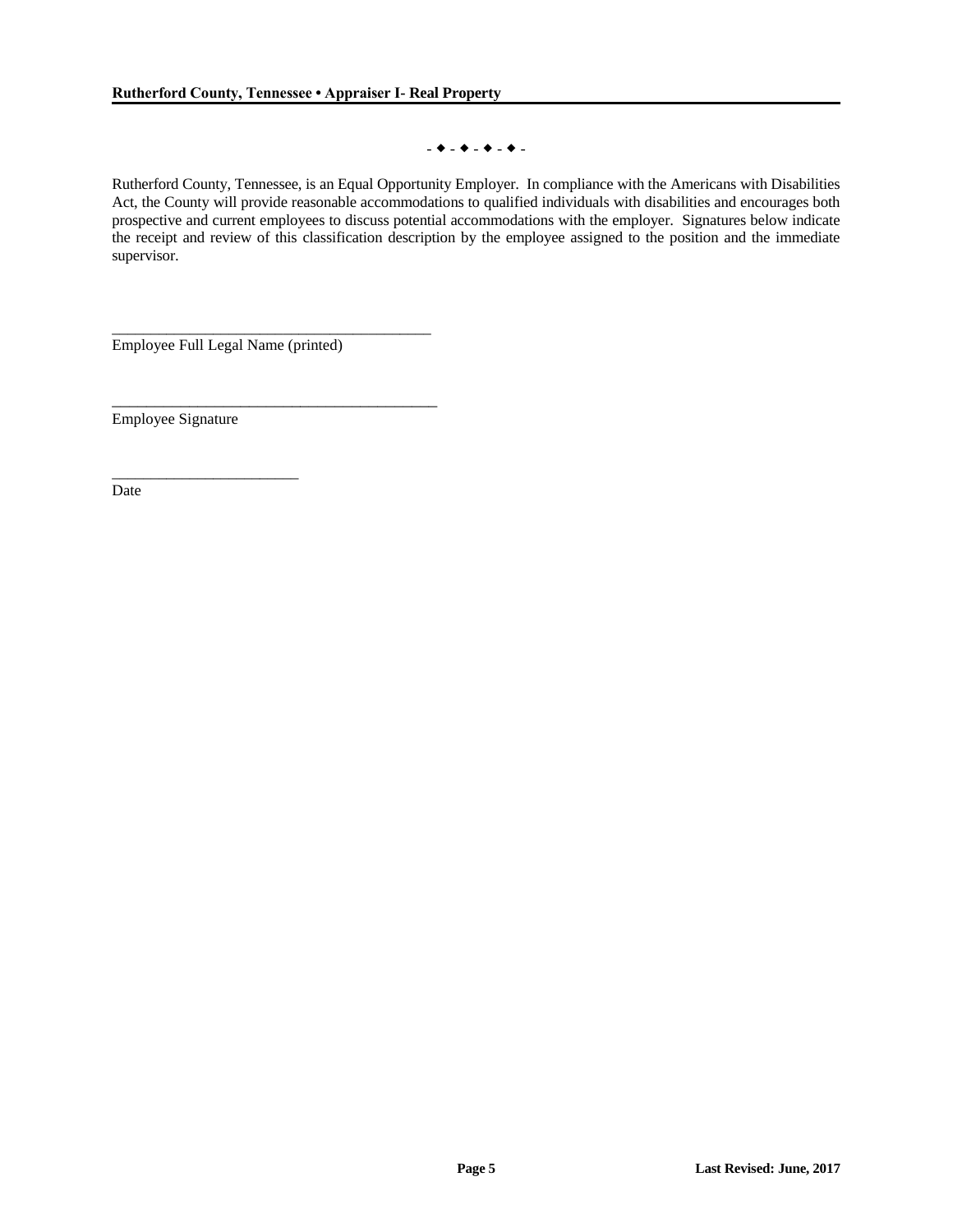- ◆ - ◆ - ◆ - ◆ -

Rutherford County, Tennessee, is an Equal Opportunity Employer. In compliance with the Americans with Disabilities Act, the County will provide reasonable accommodations to qualified individuals with disabilities and encourages both prospective and current employees to discuss potential accommodations with the employer. Signatures below indicate the receipt and review of this classification description by the employee assigned to the position and the immediate supervisor.

_____________________________________________
Employee Full Legal Name (printed)

_____________________________________________
Employee Signature

__________________________
Date